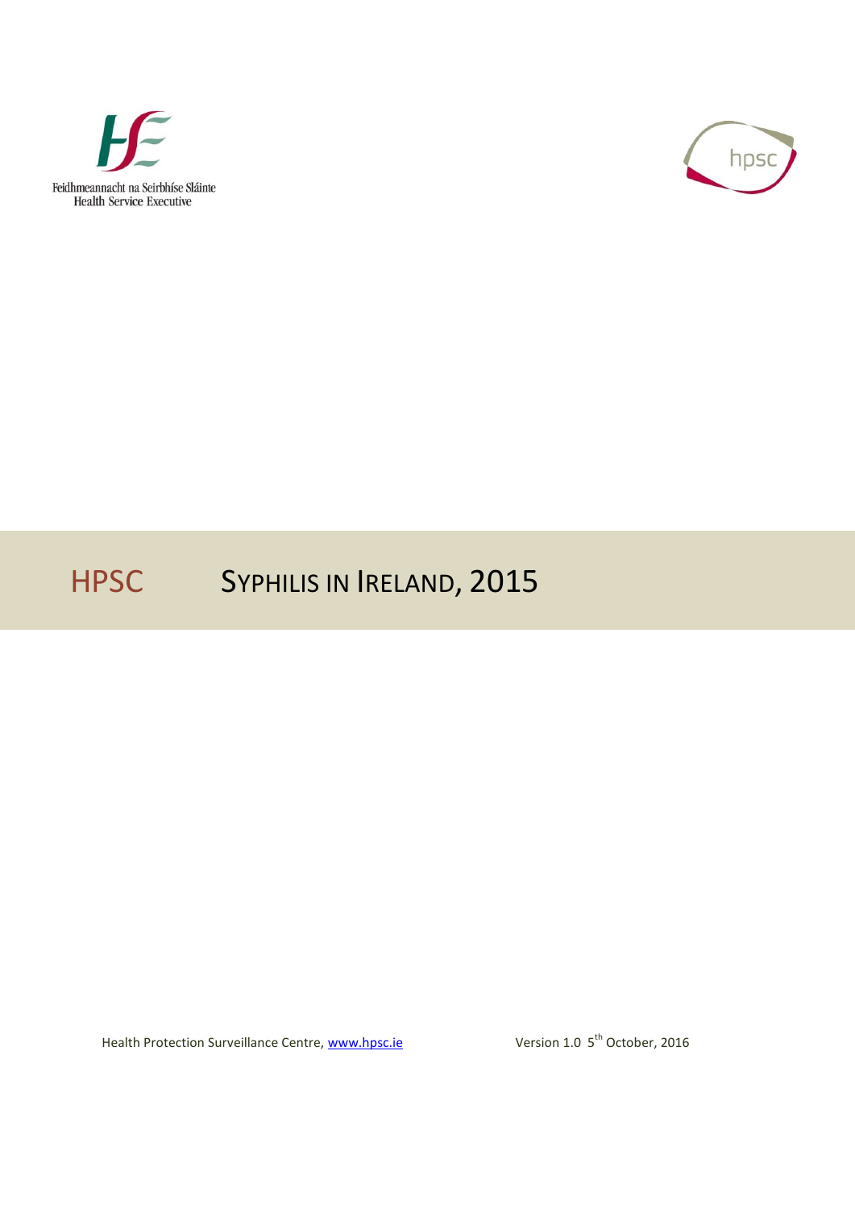Feidhmeannacht na Seirbhíse Sláinte
Health Service Executive

hpsc

# HPSC SYPHILIS IN IRELAND, 2015

Health Protection Surveillance Centre, www.hpsc.ie

Version 1.0 5th October, 2016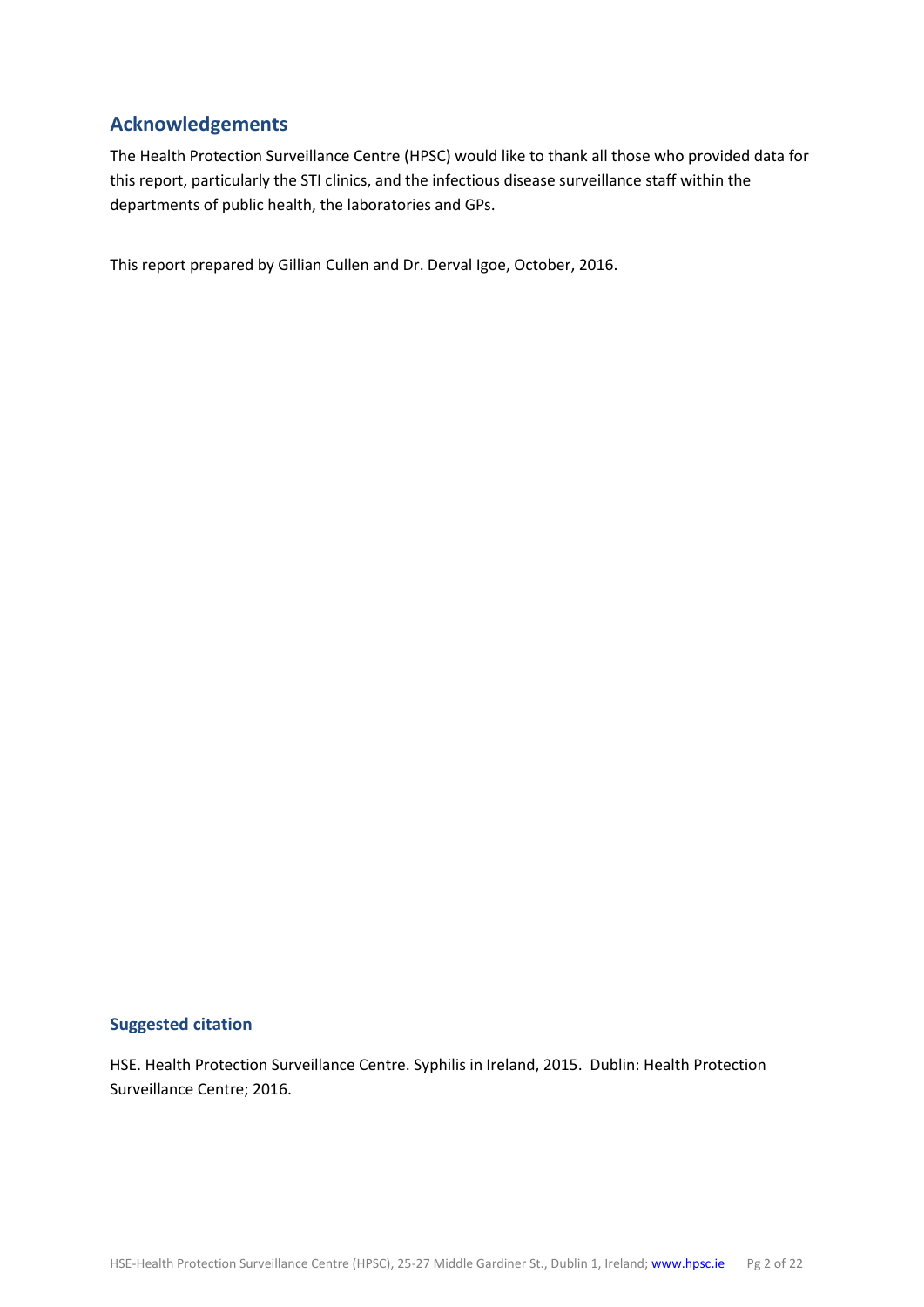## Acknowledgements

The Health Protection Surveillance Centre (HPSC) would like to thank all those who provided data for this report, particularly the STI clinics, and the infectious disease surveillance staff within the departments of public health, the laboratories and GPs.

This report prepared by Gillian Cullen and Dr. Derval Igoe, October, 2016.

### Suggested citation

HSE. Health Protection Surveillance Centre. Syphilis in Ireland, 2015. Dublin: Health Protection Surveillance Centre; 2016.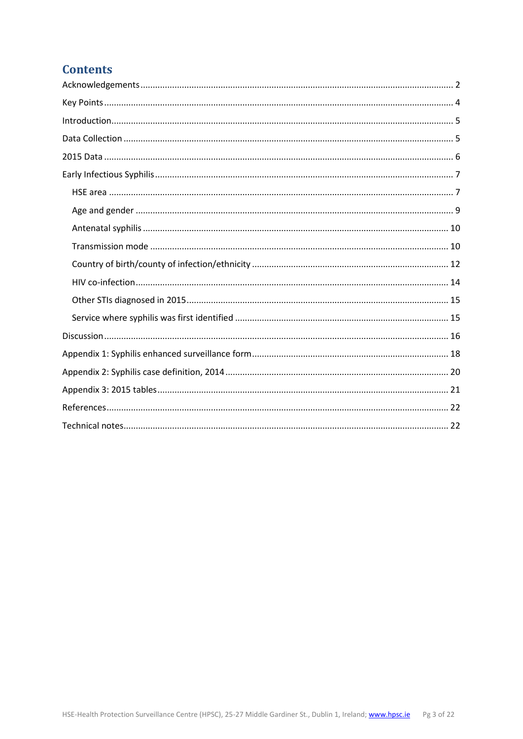# Contents

Acknowledgements ........ 2

Key Points ........ 4

Introduction ........ 5

Data Collection ........ 5

2015 Data ........ 6

Early Infectious Syphilis ........ 7

- HSE area ........ 7
- Age and gender ........ 9
- Antenatal syphilis ........ 10
- Transmission mode ........ 10
- Country of birth/county of infection/ethnicity ........ 12
- HIV co-infection ........ 14
- Other STIs diagnosed in 2015 ........ 15
- Service where syphilis was first identified ........ 15

Discussion ........ 16

Appendix 1: Syphilis enhanced surveillance form ........ 18

Appendix 2: Syphilis case definition, 2014 ........ 20

Appendix 3: 2015 tables ........ 21

References ........ 22

Technical notes ........ 22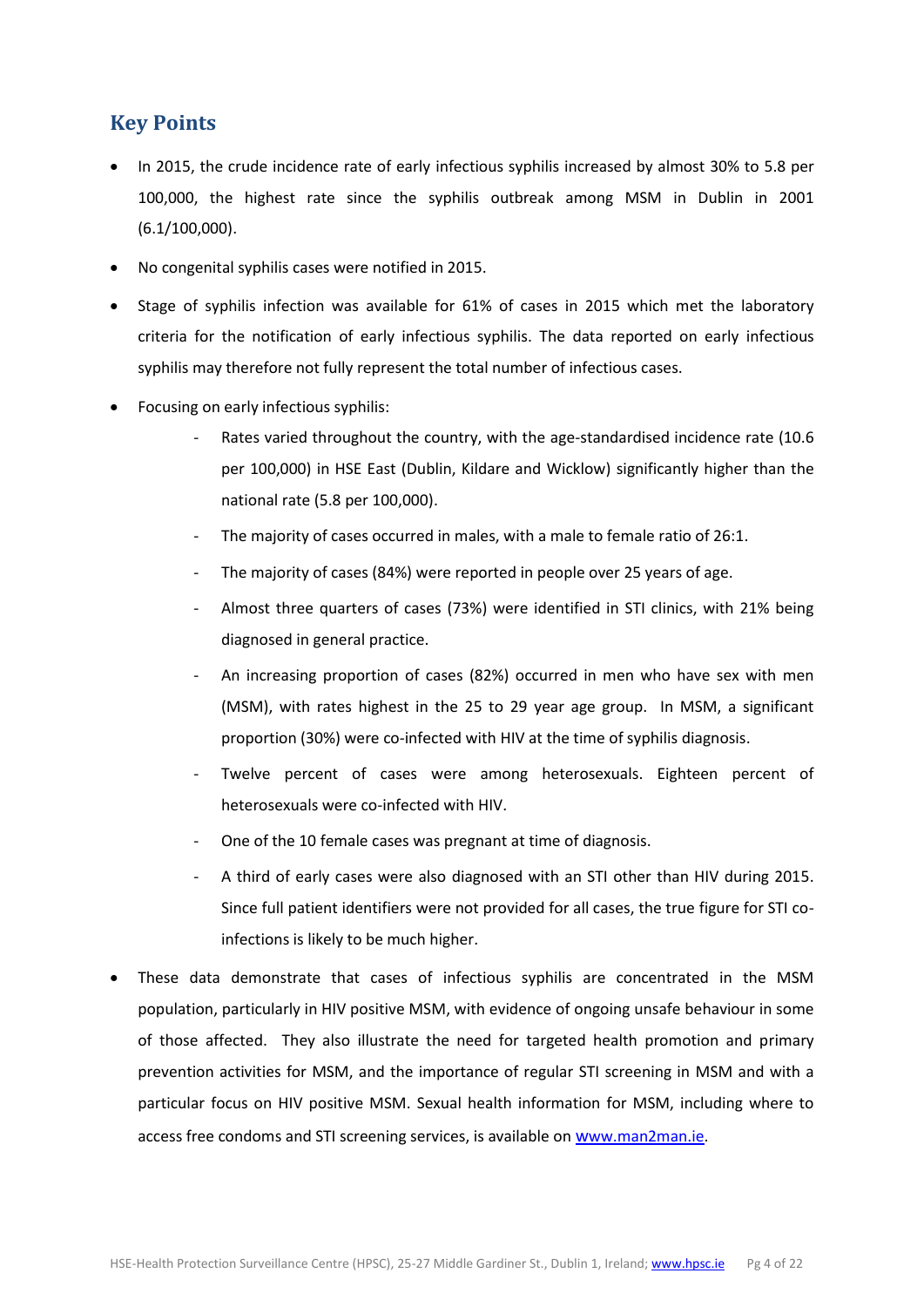## Key Points

- In 2015, the crude incidence rate of early infectious syphilis increased by almost 30% to 5.8 per 100,000, the highest rate since the syphilis outbreak among MSM in Dublin in 2001 (6.1/100,000).
- No congenital syphilis cases were notified in 2015.
- Stage of syphilis infection was available for 61% of cases in 2015 which met the laboratory criteria for the notification of early infectious syphilis. The data reported on early infectious syphilis may therefore not fully represent the total number of infectious cases.
- Focusing on early infectious syphilis:
  - Rates varied throughout the country, with the age-standardised incidence rate (10.6 per 100,000) in HSE East (Dublin, Kildare and Wicklow) significantly higher than the national rate (5.8 per 100,000).
  - The majority of cases occurred in males, with a male to female ratio of 26:1.
  - The majority of cases (84%) were reported in people over 25 years of age.
  - Almost three quarters of cases (73%) were identified in STI clinics, with 21% being diagnosed in general practice.
  - An increasing proportion of cases (82%) occurred in men who have sex with men (MSM), with rates highest in the 25 to 29 year age group. In MSM, a significant proportion (30%) were co-infected with HIV at the time of syphilis diagnosis.
  - Twelve percent of cases were among heterosexuals. Eighteen percent of heterosexuals were co-infected with HIV.
  - One of the 10 female cases was pregnant at time of diagnosis.
  - A third of early cases were also diagnosed with an STI other than HIV during 2015. Since full patient identifiers were not provided for all cases, the true figure for STI co-infections is likely to be much higher.
- These data demonstrate that cases of infectious syphilis are concentrated in the MSM population, particularly in HIV positive MSM, with evidence of ongoing unsafe behaviour in some of those affected. They also illustrate the need for targeted health promotion and primary prevention activities for MSM, and the importance of regular STI screening in MSM and with a particular focus on HIV positive MSM. Sexual health information for MSM, including where to access free condoms and STI screening services, is available on [www.man2man.ie](http://www.man2man.ie).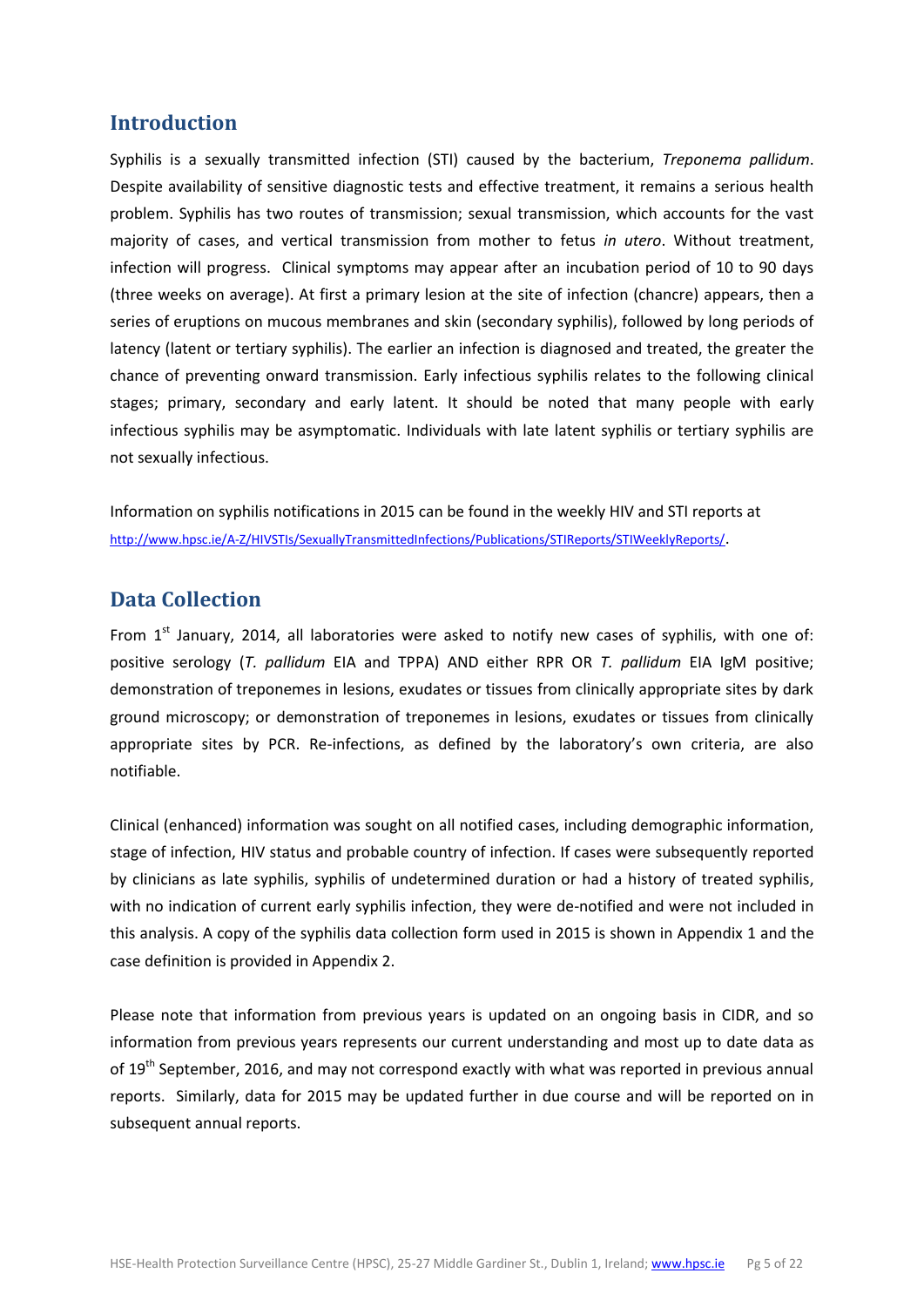## Introduction

Syphilis is a sexually transmitted infection (STI) caused by the bacterium, *Treponema pallidum*. Despite availability of sensitive diagnostic tests and effective treatment, it remains a serious health problem. Syphilis has two routes of transmission; sexual transmission, which accounts for the vast majority of cases, and vertical transmission from mother to fetus *in utero*. Without treatment, infection will progress. Clinical symptoms may appear after an incubation period of 10 to 90 days (three weeks on average). At first a primary lesion at the site of infection (chancre) appears, then a series of eruptions on mucous membranes and skin (secondary syphilis), followed by long periods of latency (latent or tertiary syphilis). The earlier an infection is diagnosed and treated, the greater the chance of preventing onward transmission. Early infectious syphilis relates to the following clinical stages; primary, secondary and early latent. It should be noted that many people with early infectious syphilis may be asymptomatic. Individuals with late latent syphilis or tertiary syphilis are not sexually infectious.

Information on syphilis notifications in 2015 can be found in the weekly HIV and STI reports at http://www.hpsc.ie/A-Z/HIVSTIs/SexuallyTransmittedInfections/Publications/STIReports/STIWeeklyReports/.

## Data Collection

From 1st January, 2014, all laboratories were asked to notify new cases of syphilis, with one of: positive serology (*T. pallidum* EIA and TPPA) AND either RPR OR *T. pallidum* EIA IgM positive; demonstration of treponemes in lesions, exudates or tissues from clinically appropriate sites by dark ground microscopy; or demonstration of treponemes in lesions, exudates or tissues from clinically appropriate sites by PCR. Re-infections, as defined by the laboratory's own criteria, are also notifiable.

Clinical (enhanced) information was sought on all notified cases, including demographic information, stage of infection, HIV status and probable country of infection. If cases were subsequently reported by clinicians as late syphilis, syphilis of undetermined duration or had a history of treated syphilis, with no indication of current early syphilis infection, they were de-notified and were not included in this analysis. A copy of the syphilis data collection form used in 2015 is shown in Appendix 1 and the case definition is provided in Appendix 2.

Please note that information from previous years is updated on an ongoing basis in CIDR, and so information from previous years represents our current understanding and most up to date data as of 19th September, 2016, and may not correspond exactly with what was reported in previous annual reports. Similarly, data for 2015 may be updated further in due course and will be reported on in subsequent annual reports.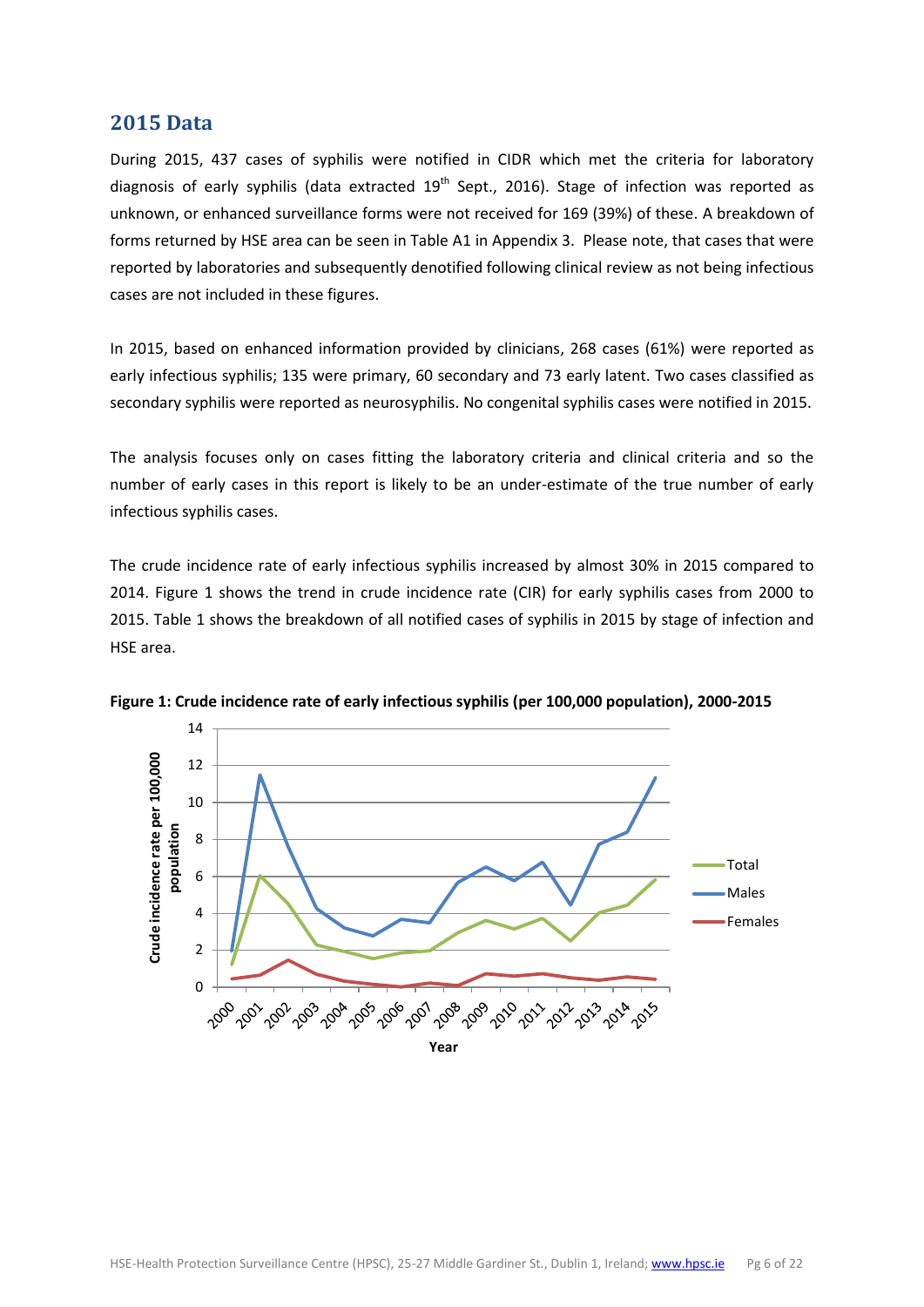## 2015 Data

During 2015, 437 cases of syphilis were notified in CIDR which met the criteria for laboratory diagnosis of early syphilis (data extracted 19th Sept., 2016). Stage of infection was reported as unknown, or enhanced surveillance forms were not received for 169 (39%) of these. A breakdown of forms returned by HSE area can be seen in Table A1 in Appendix 3. Please note, that cases that were reported by laboratories and subsequently denotified following clinical review as not being infectious cases are not included in these figures.

In 2015, based on enhanced information provided by clinicians, 268 cases (61%) were reported as early infectious syphilis; 135 were primary, 60 secondary and 73 early latent. Two cases classified as secondary syphilis were reported as neurosyphilis. No congenital syphilis cases were notified in 2015.

The analysis focuses only on cases fitting the laboratory criteria and clinical criteria and so the number of early cases in this report is likely to be an under-estimate of the true number of early infectious syphilis cases.

The crude incidence rate of early infectious syphilis increased by almost 30% in 2015 compared to 2014. Figure 1 shows the trend in crude incidence rate (CIR) for early syphilis cases from 2000 to 2015. Table 1 shows the breakdown of all notified cases of syphilis in 2015 by stage of infection and HSE area.

**Figure 1: Crude incidence rate of early infectious syphilis (per 100,000 population), 2000-2015**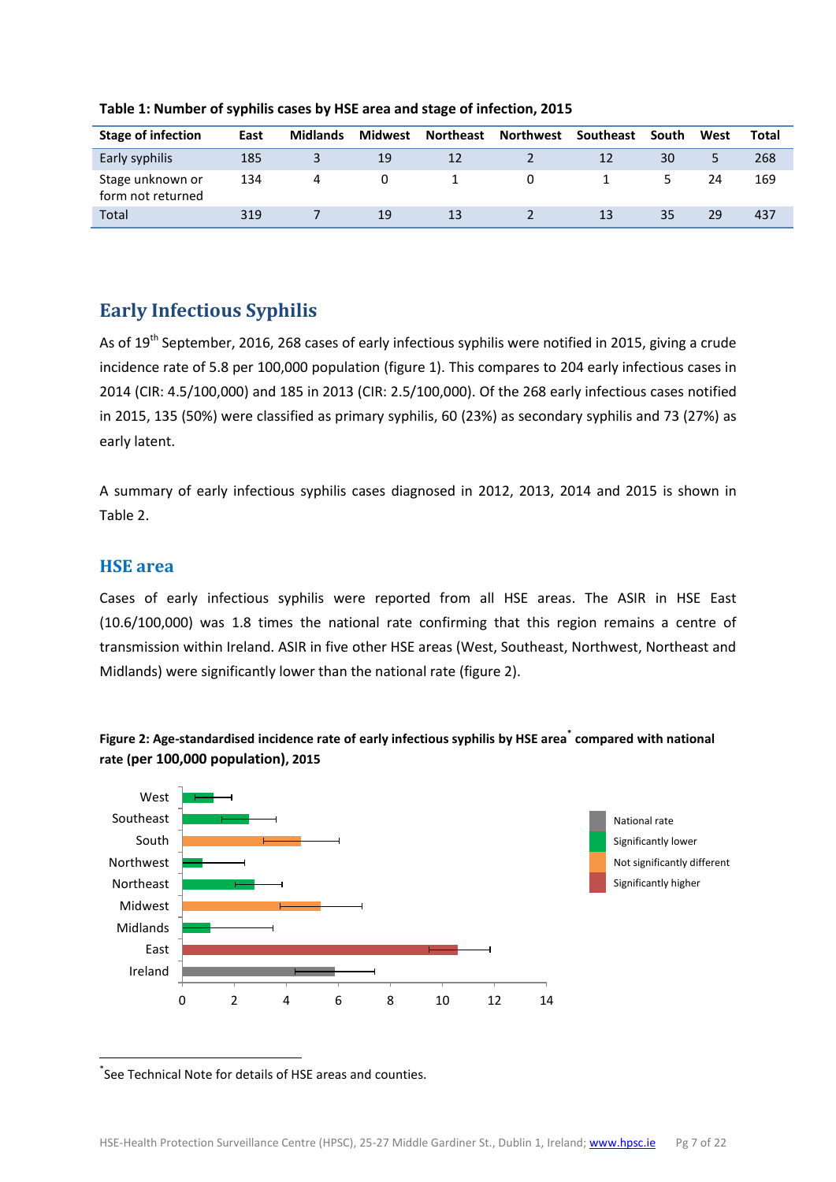**Table 1: Number of syphilis cases by HSE area and stage of infection, 2015**

| Stage of infection | East | Midlands | Midwest | Northeast | Northwest | Southeast | South | West | Total |
|---|---|---|---|---|---|---|---|---|---|
| Early syphilis | 185 | 3 | 19 | 12 | 2 | 12 | 30 | 5 | 268 |
| Stage unknown or form not returned | 134 | 4 | 0 | 1 | 0 | 1 | 5 | 24 | 169 |
| Total | 319 | 7 | 19 | 13 | 2 | 13 | 35 | 29 | 437 |

## Early Infectious Syphilis

As of 19th September, 2016, 268 cases of early infectious syphilis were notified in 2015, giving a crude incidence rate of 5.8 per 100,000 population (figure 1). This compares to 204 early infectious cases in 2014 (CIR: 4.5/100,000) and 185 in 2013 (CIR: 2.5/100,000). Of the 268 early infectious cases notified in 2015, 135 (50%) were classified as primary syphilis, 60 (23%) as secondary syphilis and 73 (27%) as early latent.

A summary of early infectious syphilis cases diagnosed in 2012, 2013, 2014 and 2015 is shown in Table 2.

### HSE area

Cases of early infectious syphilis were reported from all HSE areas. The ASIR in HSE East (10.6/100,000) was 1.8 times the national rate confirming that this region remains a centre of transmission within Ireland. ASIR in five other HSE areas (West, Southeast, Northwest, Northeast and Midlands) were significantly lower than the national rate (figure 2).

**Figure 2: Age-standardised incidence rate of early infectious syphilis by HSE area\* compared with national rate (per 100,000 population), 2015**

\*See Technical Note for details of HSE areas and counties.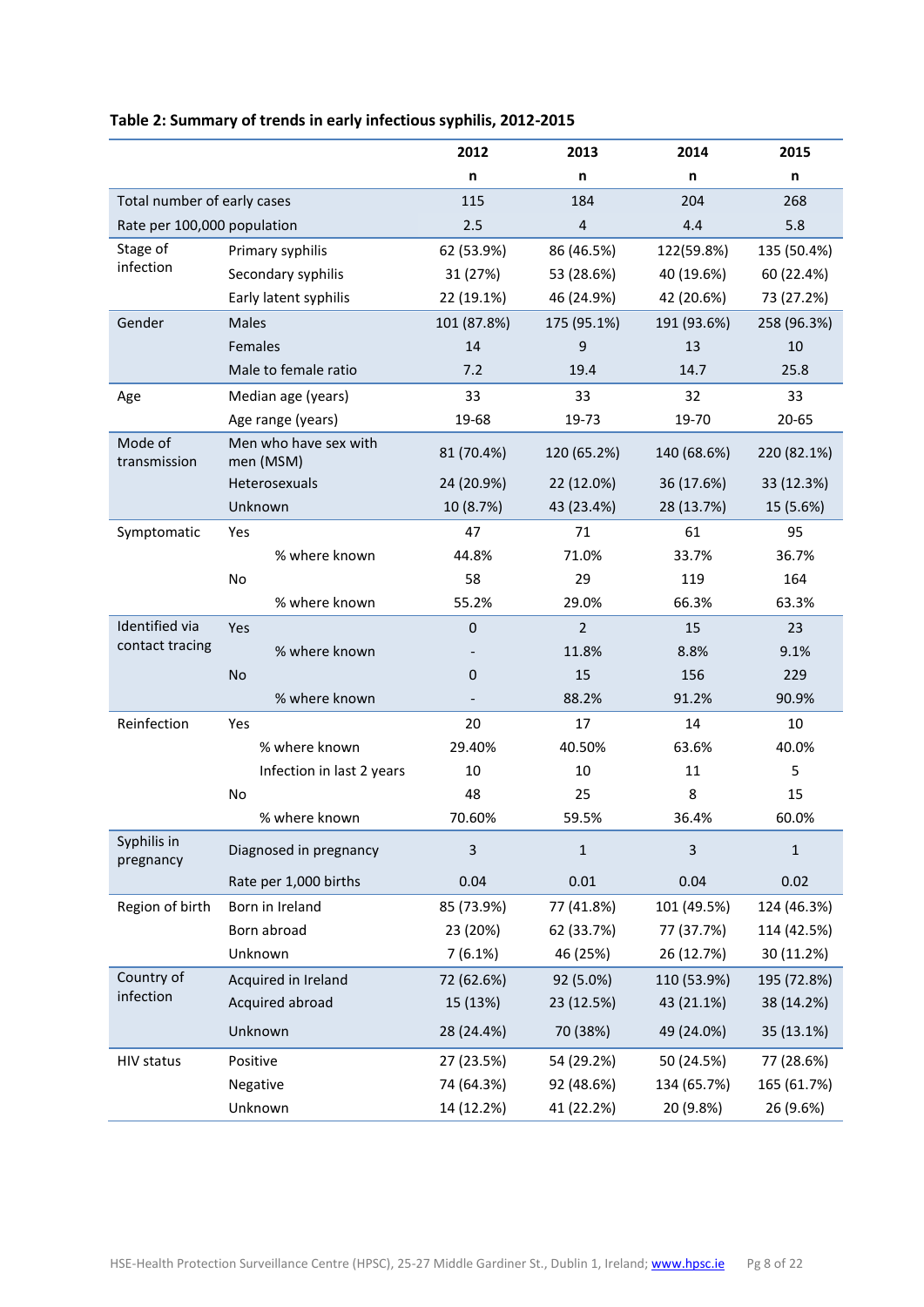**Table 2: Summary of trends in early infectious syphilis, 2012-2015**

| | | 2012 | 2013 | 2014 | 2015 |
|---|---|---|---|---|---|
| | | n | n | n | n |
| Total number of early cases | | 115 | 184 | 204 | 268 |
| Rate per 100,000 population | | 2.5 | 4 | 4.4 | 5.8 |
| Stage of infection | Primary syphilis | 62 (53.9%) | 86 (46.5%) | 122(59.8%) | 135 (50.4%) |
| | Secondary syphilis | 31 (27%) | 53 (28.6%) | 40 (19.6%) | 60 (22.4%) |
| | Early latent syphilis | 22 (19.1%) | 46 (24.9%) | 42 (20.6%) | 73 (27.2%) |
| Gender | Males | 101 (87.8%) | 175 (95.1%) | 191 (93.6%) | 258 (96.3%) |
| | Females | 14 | 9 | 13 | 10 |
| | Male to female ratio | 7.2 | 19.4 | 14.7 | 25.8 |
| Age | Median age (years) | 33 | 33 | 32 | 33 |
| | Age range (years) | 19-68 | 19-73 | 19-70 | 20-65 |
| Mode of transmission | Men who have sex with men (MSM) | 81 (70.4%) | 120 (65.2%) | 140 (68.6%) | 220 (82.1%) |
| | Heterosexuals | 24 (20.9%) | 22 (12.0%) | 36 (17.6%) | 33 (12.3%) |
| | Unknown | 10 (8.7%) | 43 (23.4%) | 28 (13.7%) | 15 (5.6%) |
| Symptomatic | Yes | 47 | 71 | 61 | 95 |
| | % where known | 44.8% | 71.0% | 33.7% | 36.7% |
| | No | 58 | 29 | 119 | 164 |
| | % where known | 55.2% | 29.0% | 66.3% | 63.3% |
| Identified via contact tracing | Yes | 0 | 2 | 15 | 23 |
| | % where known | - | 11.8% | 8.8% | 9.1% |
| | No | 0 | 15 | 156 | 229 |
| | % where known | - | 88.2% | 91.2% | 90.9% |
| Reinfection | Yes | 20 | 17 | 14 | 10 |
| | % where known | 29.40% | 40.50% | 63.6% | 40.0% |
| | Infection in last 2 years | 10 | 10 | 11 | 5 |
| | No | 48 | 25 | 8 | 15 |
| | % where known | 70.60% | 59.5% | 36.4% | 60.0% |
| Syphilis in pregnancy | Diagnosed in pregnancy | 3 | 1 | 3 | 1 |
| | Rate per 1,000 births | 0.04 | 0.01 | 0.04 | 0.02 |
| Region of birth | Born in Ireland | 85 (73.9%) | 77 (41.8%) | 101 (49.5%) | 124 (46.3%) |
| | Born abroad | 23 (20%) | 62 (33.7%) | 77 (37.7%) | 114 (42.5%) |
| | Unknown | 7 (6.1%) | 46 (25%) | 26 (12.7%) | 30 (11.2%) |
| Country of infection | Acquired in Ireland | 72 (62.6%) | 92 (5.0%) | 110 (53.9%) | 195 (72.8%) |
| | Acquired abroad | 15 (13%) | 23 (12.5%) | 43 (21.1%) | 38 (14.2%) |
| | Unknown | 28 (24.4%) | 70 (38%) | 49 (24.0%) | 35 (13.1%) |
| HIV status | Positive | 27 (23.5%) | 54 (29.2%) | 50 (24.5%) | 77 (28.6%) |
| | Negative | 74 (64.3%) | 92 (48.6%) | 134 (65.7%) | 165 (61.7%) |
| | Unknown | 14 (12.2%) | 41 (22.2%) | 20 (9.8%) | 26 (9.6%) |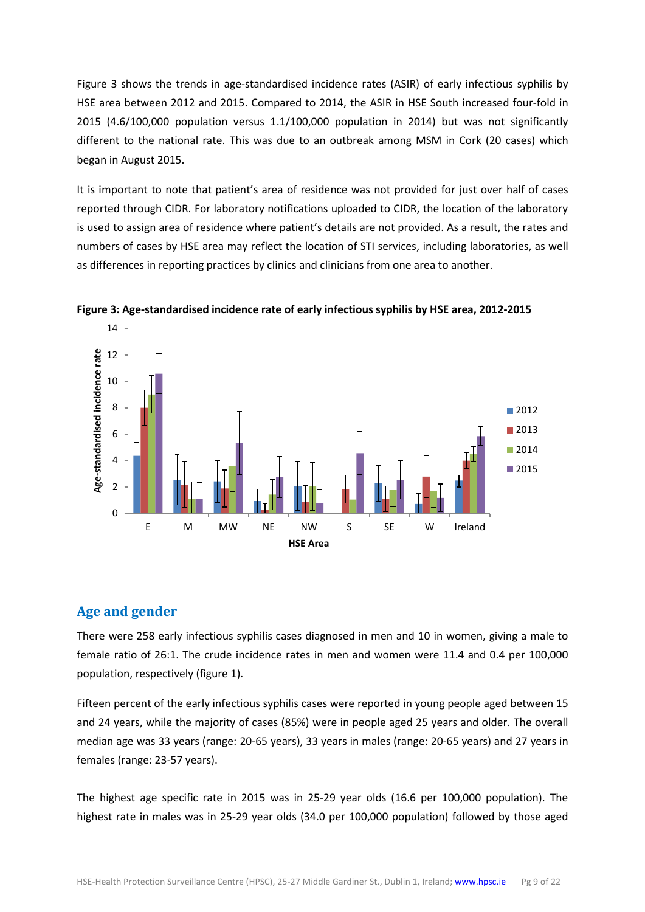Figure 3 shows the trends in age-standardised incidence rates (ASIR) of early infectious syphilis by HSE area between 2012 and 2015. Compared to 2014, the ASIR in HSE South increased four-fold in 2015 (4.6/100,000 population versus 1.1/100,000 population in 2014) but was not significantly different to the national rate. This was due to an outbreak among MSM in Cork (20 cases) which began in August 2015.

It is important to note that patient's area of residence was not provided for just over half of cases reported through CIDR. For laboratory notifications uploaded to CIDR, the location of the laboratory is used to assign area of residence where patient's details are not provided. As a result, the rates and numbers of cases by HSE area may reflect the location of STI services, including laboratories, as well as differences in reporting practices by clinics and clinicians from one area to another.

**Figure 3: Age-standardised incidence rate of early infectious syphilis by HSE area, 2012-2015**

## Age and gender

There were 258 early infectious syphilis cases diagnosed in men and 10 in women, giving a male to female ratio of 26:1. The crude incidence rates in men and women were 11.4 and 0.4 per 100,000 population, respectively (figure 1).

Fifteen percent of the early infectious syphilis cases were reported in young people aged between 15 and 24 years, while the majority of cases (85%) were in people aged 25 years and older. The overall median age was 33 years (range: 20-65 years), 33 years in males (range: 20-65 years) and 27 years in females (range: 23-57 years).

The highest age specific rate in 2015 was in 25-29 year olds (16.6 per 100,000 population). The highest rate in males was in 25-29 year olds (34.0 per 100,000 population) followed by those aged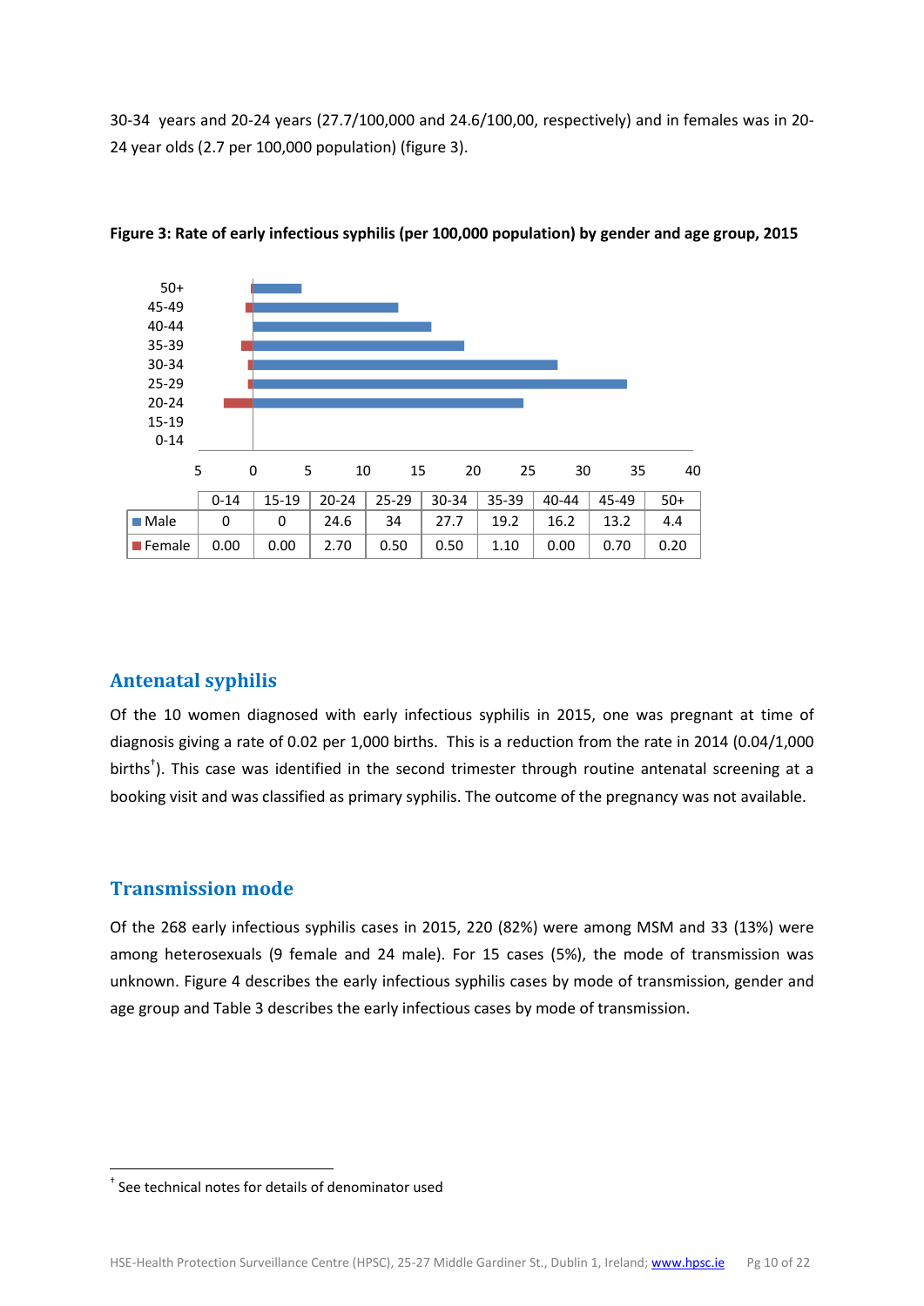30-34 years and 20-24 years (27.7/100,000 and 24.6/100,00, respectively) and in females was in 20-24 year olds (2.7 per 100,000 population) (figure 3).

**Figure 3: Rate of early infectious syphilis (per 100,000 population) by gender and age group, 2015**

| | 0-14 | 15-19 | 20-24 | 25-29 | 30-34 | 35-39 | 40-44 | 45-49 | 50+ |
|---|---|---|---|---|---|---|---|---|---|
| Male | 0 | 0 | 24.6 | 34 | 27.7 | 19.2 | 16.2 | 13.2 | 4.4 |
| Female | 0.00 | 0.00 | 2.70 | 0.50 | 0.50 | 1.10 | 0.00 | 0.70 | 0.20 |

## Antenatal syphilis

Of the 10 women diagnosed with early infectious syphilis in 2015, one was pregnant at time of diagnosis giving a rate of 0.02 per 1,000 births. This is a reduction from the rate in 2014 (0.04/1,000 births[†]). This case was identified in the second trimester through routine antenatal screening at a booking visit and was classified as primary syphilis. The outcome of the pregnancy was not available.

## Transmission mode

Of the 268 early infectious syphilis cases in 2015, 220 (82%) were among MSM and 33 (13%) were among heterosexuals (9 female and 24 male). For 15 cases (5%), the mode of transmission was unknown. Figure 4 describes the early infectious syphilis cases by mode of transmission, gender and age group and Table 3 describes the early infectious cases by mode of transmission.

[†] See technical notes for details of denominator used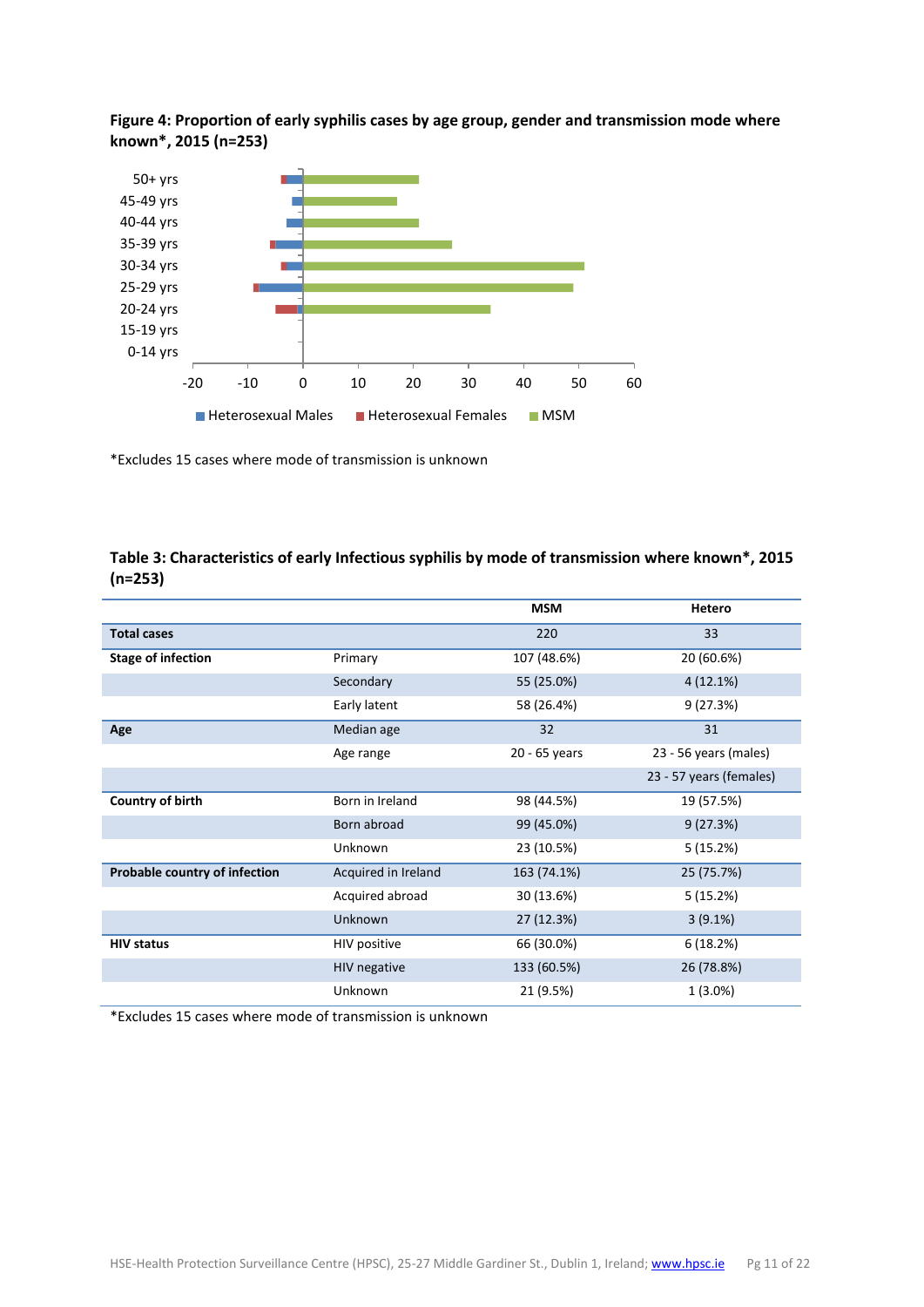**Figure 4: Proportion of early syphilis cases by age group, gender and transmission mode where known*, 2015 (n=253)**

*Excludes 15 cases where mode of transmission is unknown

**Table 3: Characteristics of early Infectious syphilis by mode of transmission where known*, 2015 (n=253)**

| | | MSM | Hetero |
|---|---|---|---|
| **Total cases** | | 220 | 33 |
| **Stage of infection** | Primary | 107 (48.6%) | 20 (60.6%) |
| | Secondary | 55 (25.0%) | 4 (12.1%) |
| | Early latent | 58 (26.4%) | 9 (27.3%) |
| **Age** | Median age | 32 | 31 |
| | Age range | 20 - 65 years | 23 - 56 years (males) |
| | | | 23 - 57 years (females) |
| **Country of birth** | Born in Ireland | 98 (44.5%) | 19 (57.5%) |
| | Born abroad | 99 (45.0%) | 9 (27.3%) |
| | Unknown | 23 (10.5%) | 5 (15.2%) |
| **Probable country of infection** | Acquired in Ireland | 163 (74.1%) | 25 (75.7%) |
| | Acquired abroad | 30 (13.6%) | 5 (15.2%) |
| | Unknown | 27 (12.3%) | 3 (9.1%) |
| **HIV status** | HIV positive | 66 (30.0%) | 6 (18.2%) |
| | HIV negative | 133 (60.5%) | 26 (78.8%) |
| | Unknown | 21 (9.5%) | 1 (3.0%) |

*Excludes 15 cases where mode of transmission is unknown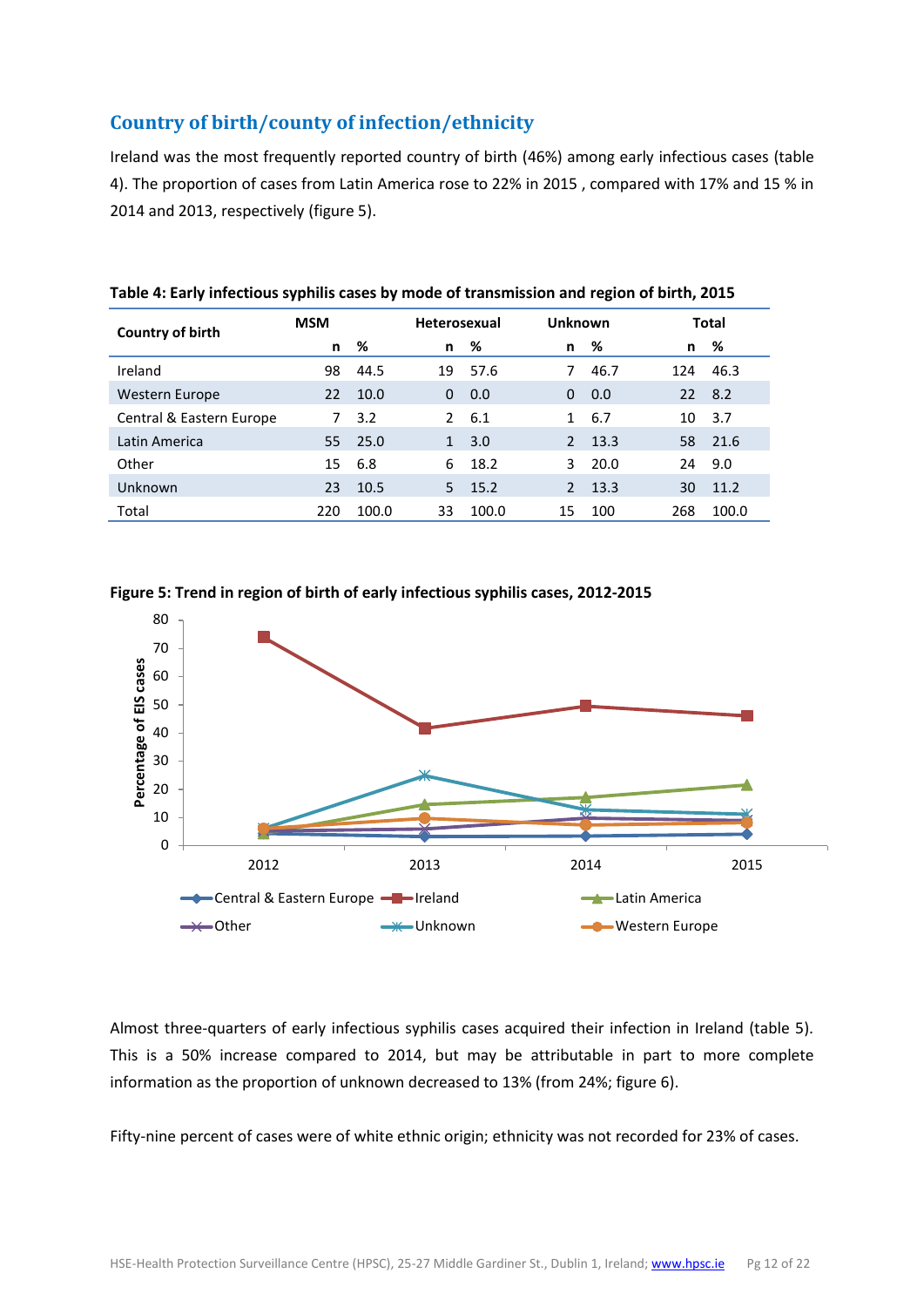## Country of birth/county of infection/ethnicity

Ireland was the most frequently reported country of birth (46%) among early infectious cases (table 4). The proportion of cases from Latin America rose to 22% in 2015 , compared with 17% and 15 % in 2014 and 2013, respectively (figure 5).

**Table 4: Early infectious syphilis cases by mode of transmission and region of birth, 2015**

| Country of birth | MSM | | Heterosexual | | Unknown | | Total | |
|---|---|---|---|---|---|---|---|---|
| | n | % | n | % | n | % | n | % |
| Ireland | 98 | 44.5 | 19 | 57.6 | 7 | 46.7 | 124 | 46.3 |
| Western Europe | 22 | 10.0 | 0 | 0.0 | 0 | 0.0 | 22 | 8.2 |
| Central & Eastern Europe | 7 | 3.2 | 2 | 6.1 | 1 | 6.7 | 10 | 3.7 |
| Latin America | 55 | 25.0 | 1 | 3.0 | 2 | 13.3 | 58 | 21.6 |
| Other | 15 | 6.8 | 6 | 18.2 | 3 | 20.0 | 24 | 9.0 |
| Unknown | 23 | 10.5 | 5 | 15.2 | 2 | 13.3 | 30 | 11.2 |
| Total | 220 | 100.0 | 33 | 100.0 | 15 | 100 | 268 | 100.0 |

**Figure 5: Trend in region of birth of early infectious syphilis cases, 2012-2015**

Almost three-quarters of early infectious syphilis cases acquired their infection in Ireland (table 5). This is a 50% increase compared to 2014, but may be attributable in part to more complete information as the proportion of unknown decreased to 13% (from 24%; figure 6).

Fifty-nine percent of cases were of white ethnic origin; ethnicity was not recorded for 23% of cases.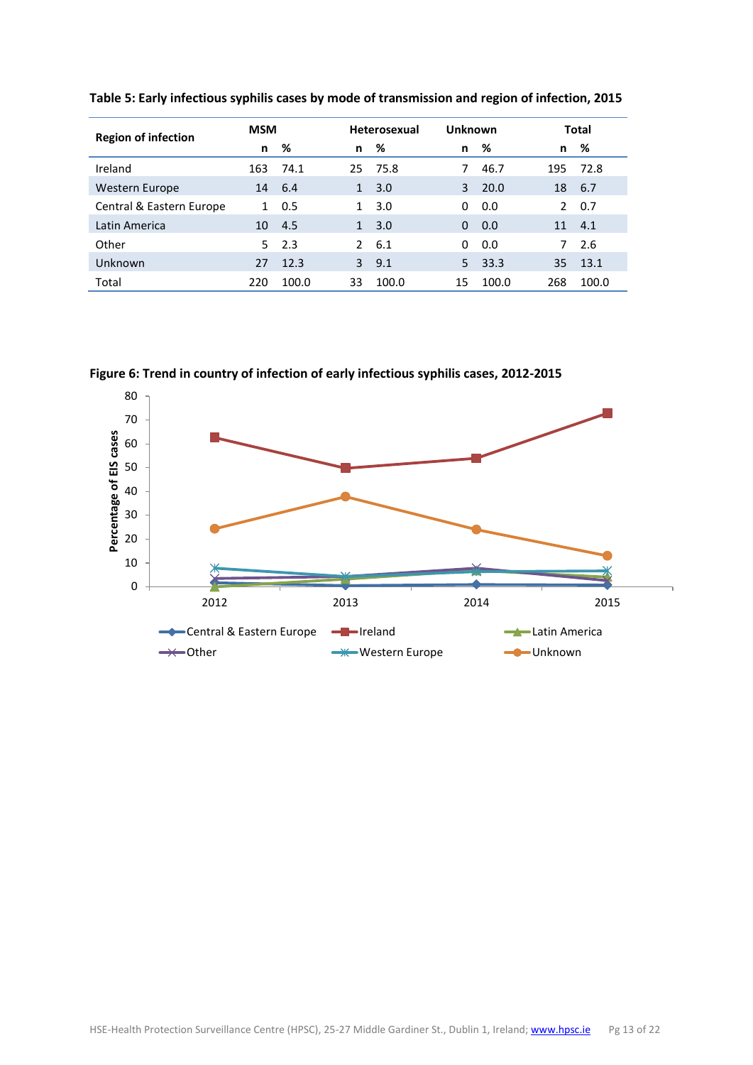**Table 5: Early infectious syphilis cases by mode of transmission and region of infection, 2015**

| Region of infection | MSM | | Heterosexual | | Unknown | | Total | |
|---|---|---|---|---|---|---|---|---|
| | n | % | n | % | n | % | n | % |
| Ireland | 163 | 74.1 | 25 | 75.8 | 7 | 46.7 | 195 | 72.8 |
| Western Europe | 14 | 6.4 | 1 | 3.0 | 3 | 20.0 | 18 | 6.7 |
| Central & Eastern Europe | 1 | 0.5 | 1 | 3.0 | 0 | 0.0 | 2 | 0.7 |
| Latin America | 10 | 4.5 | 1 | 3.0 | 0 | 0.0 | 11 | 4.1 |
| Other | 5 | 2.3 | 2 | 6.1 | 0 | 0.0 | 7 | 2.6 |
| Unknown | 27 | 12.3 | 3 | 9.1 | 5 | 33.3 | 35 | 13.1 |
| Total | 220 | 100.0 | 33 | 100.0 | 15 | 100.0 | 268 | 100.0 |

**Figure 6: Trend in country of infection of early infectious syphilis cases, 2012-2015**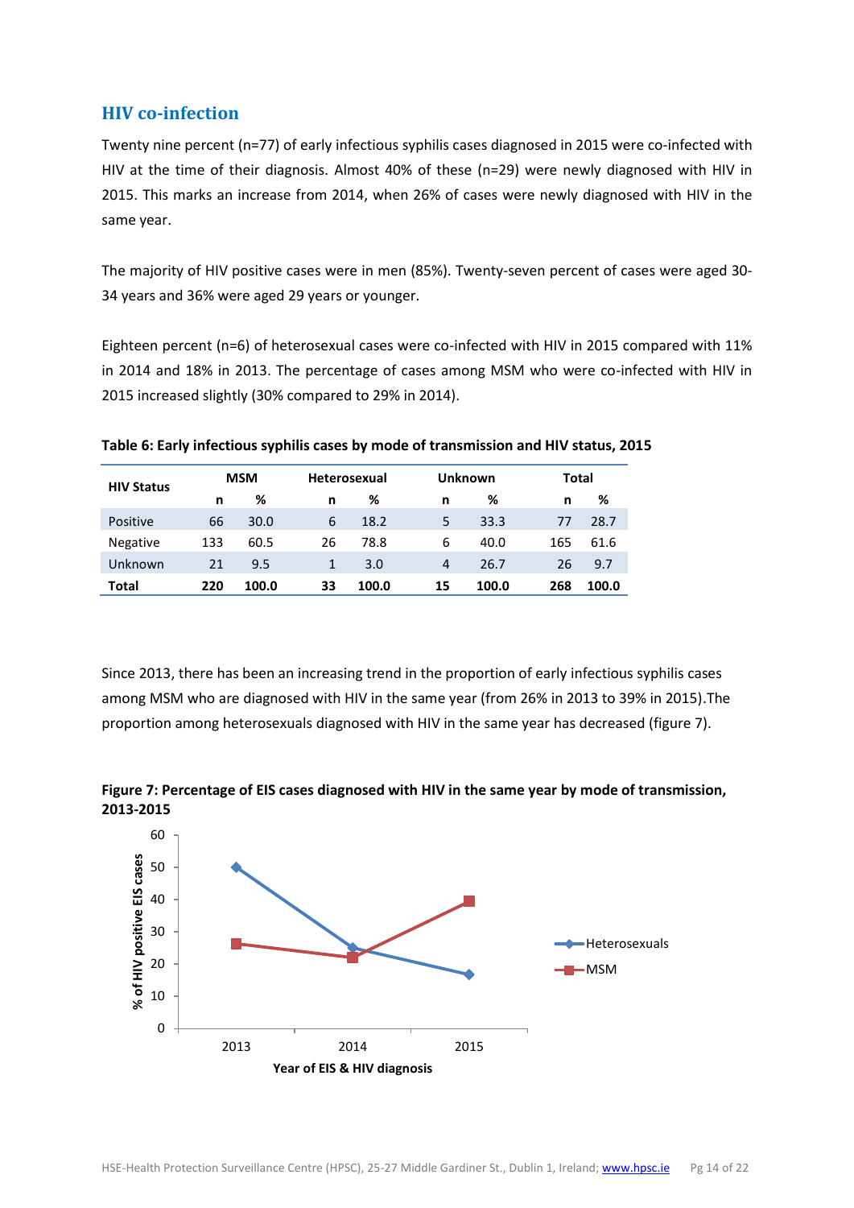## HIV co-infection

Twenty nine percent (n=77) of early infectious syphilis cases diagnosed in 2015 were co-infected with HIV at the time of their diagnosis. Almost 40% of these (n=29) were newly diagnosed with HIV in 2015. This marks an increase from 2014, when 26% of cases were newly diagnosed with HIV in the same year.

The majority of HIV positive cases were in men (85%). Twenty-seven percent of cases were aged 30-34 years and 36% were aged 29 years or younger.

Eighteen percent (n=6) of heterosexual cases were co-infected with HIV in 2015 compared with 11% in 2014 and 18% in 2013. The percentage of cases among MSM who were co-infected with HIV in 2015 increased slightly (30% compared to 29% in 2014).

**Table 6: Early infectious syphilis cases by mode of transmission and HIV status, 2015**

| HIV Status | MSM | | Heterosexual | | Unknown | | Total | |
|---|---|---|---|---|---|---|---|---|
| | n | % | n | % | n | % | n | % |
| Positive | 66 | 30.0 | 6 | 18.2 | 5 | 33.3 | 77 | 28.7 |
| Negative | 133 | 60.5 | 26 | 78.8 | 6 | 40.0 | 165 | 61.6 |
| Unknown | 21 | 9.5 | 1 | 3.0 | 4 | 26.7 | 26 | 9.7 |
| **Total** | **220** | **100.0** | **33** | **100.0** | **15** | **100.0** | **268** | **100.0** |

Since 2013, there has been an increasing trend in the proportion of early infectious syphilis cases among MSM who are diagnosed with HIV in the same year (from 26% in 2013 to 39% in 2015).The proportion among heterosexuals diagnosed with HIV in the same year has decreased (figure 7).

**Figure 7: Percentage of EIS cases diagnosed with HIV in the same year by mode of transmission, 2013-2015**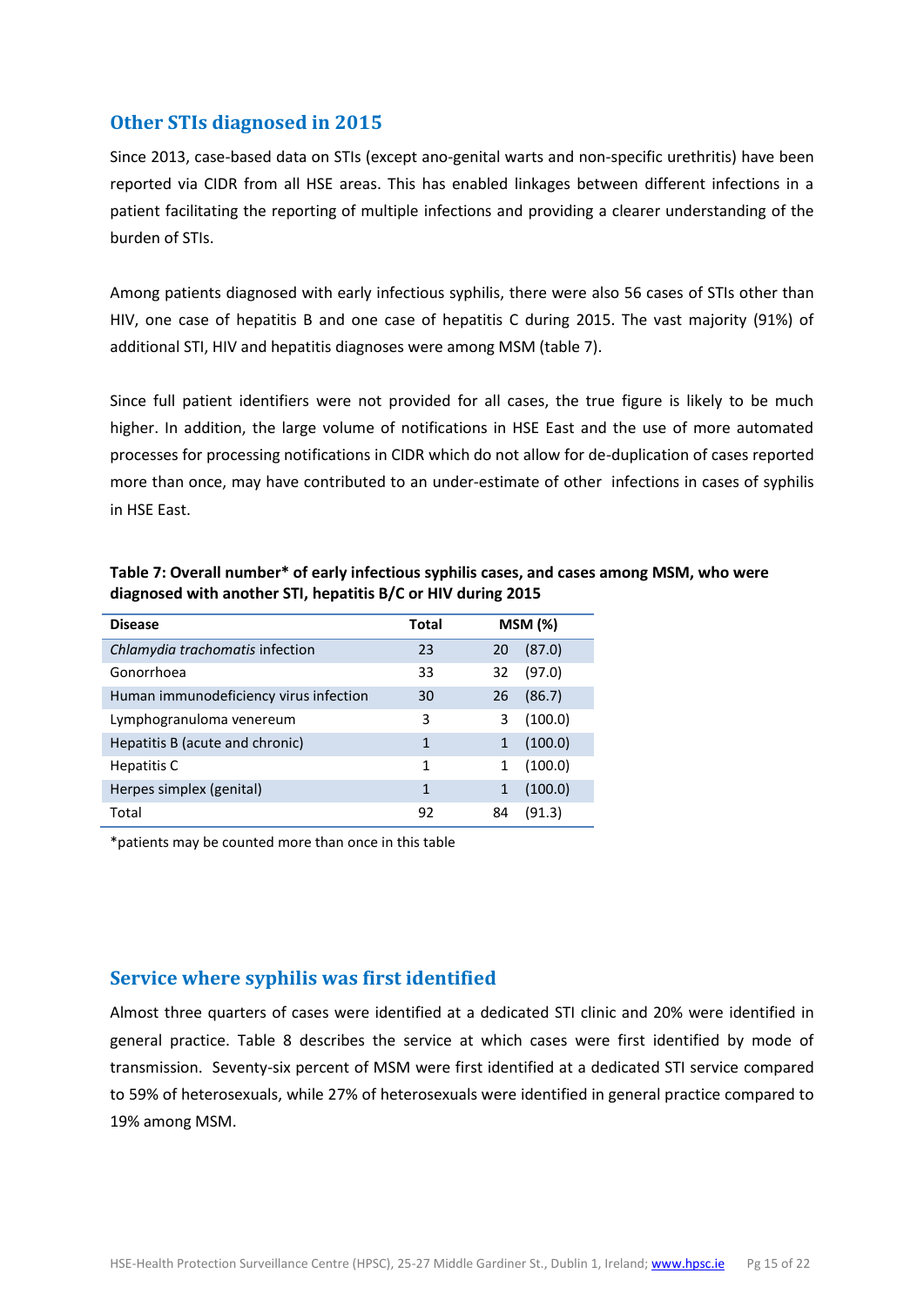## Other STIs diagnosed in 2015

Since 2013, case-based data on STIs (except ano-genital warts and non-specific urethritis) have been reported via CIDR from all HSE areas. This has enabled linkages between different infections in a patient facilitating the reporting of multiple infections and providing a clearer understanding of the burden of STIs.

Among patients diagnosed with early infectious syphilis, there were also 56 cases of STIs other than HIV, one case of hepatitis B and one case of hepatitis C during 2015. The vast majority (91%) of additional STI, HIV and hepatitis diagnoses were among MSM (table 7).

Since full patient identifiers were not provided for all cases, the true figure is likely to be much higher. In addition, the large volume of notifications in HSE East and the use of more automated processes for processing notifications in CIDR which do not allow for de-duplication of cases reported more than once, may have contributed to an under-estimate of other infections in cases of syphilis in HSE East.

**Table 7: Overall number* of early infectious syphilis cases, and cases among MSM, who were diagnosed with another STI, hepatitis B/C or HIV during 2015**

| Disease | Total | MSM (%) | |
|---|---|---|---|
| *Chlamydia trachomatis* infection | 23 | 20 | (87.0) |
| Gonorrhoea | 33 | 32 | (97.0) |
| Human immunodeficiency virus infection | 30 | 26 | (86.7) |
| Lymphogranuloma venereum | 3 | 3 | (100.0) |
| Hepatitis B (acute and chronic) | 1 | 1 | (100.0) |
| Hepatitis C | 1 | 1 | (100.0) |
| Herpes simplex (genital) | 1 | 1 | (100.0) |
| Total | 92 | 84 | (91.3) |

*patients may be counted more than once in this table

## Service where syphilis was first identified

Almost three quarters of cases were identified at a dedicated STI clinic and 20% were identified in general practice. Table 8 describes the service at which cases were first identified by mode of transmission. Seventy-six percent of MSM were first identified at a dedicated STI service compared to 59% of heterosexuals, while 27% of heterosexuals were identified in general practice compared to 19% among MSM.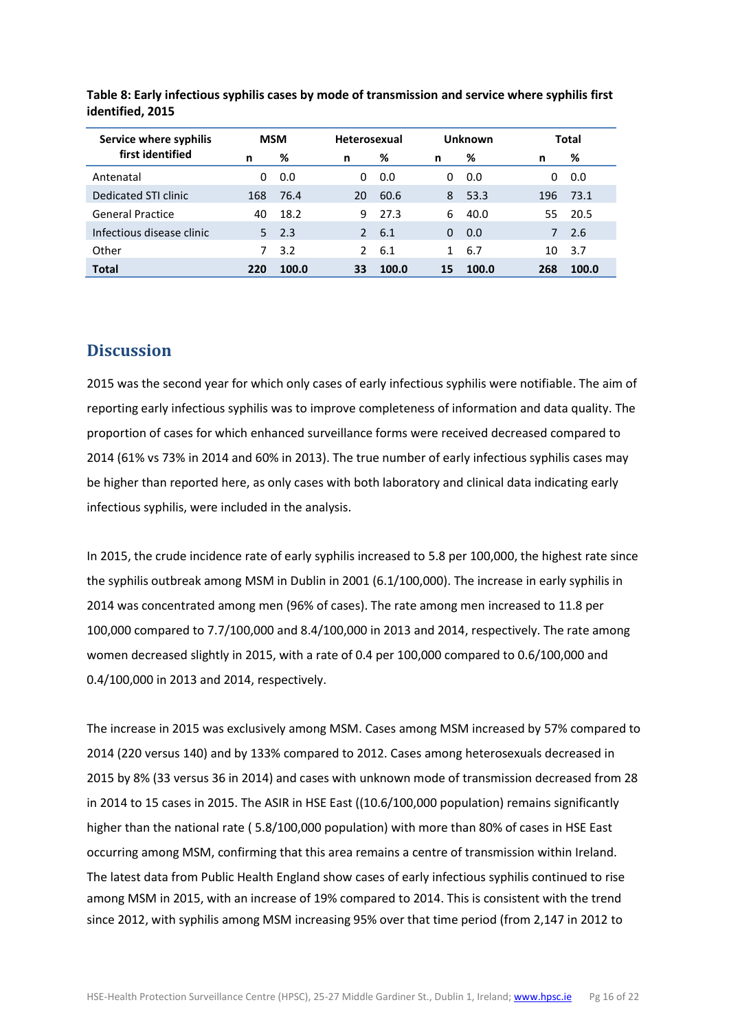**Table 8: Early infectious syphilis cases by mode of transmission and service where syphilis first identified, 2015**

| Service where syphilis first identified | MSM | | Heterosexual | | Unknown | | Total | |
|---|---|---|---|---|---|---|---|---|
| | n | % | n | % | n | % | n | % |
| Antenatal | 0 | 0.0 | 0 | 0.0 | 0 | 0.0 | 0 | 0.0 |
| Dedicated STI clinic | 168 | 76.4 | 20 | 60.6 | 8 | 53.3 | 196 | 73.1 |
| General Practice | 40 | 18.2 | 9 | 27.3 | 6 | 40.0 | 55 | 20.5 |
| Infectious disease clinic | 5 | 2.3 | 2 | 6.1 | 0 | 0.0 | 7 | 2.6 |
| Other | 7 | 3.2 | 2 | 6.1 | 1 | 6.7 | 10 | 3.7 |
| **Total** | **220** | **100.0** | **33** | **100.0** | **15** | **100.0** | **268** | **100.0** |

## Discussion

2015 was the second year for which only cases of early infectious syphilis were notifiable. The aim of reporting early infectious syphilis was to improve completeness of information and data quality. The proportion of cases for which enhanced surveillance forms were received decreased compared to 2014 (61% vs 73% in 2014 and 60% in 2013). The true number of early infectious syphilis cases may be higher than reported here, as only cases with both laboratory and clinical data indicating early infectious syphilis, were included in the analysis.

In 2015, the crude incidence rate of early syphilis increased to 5.8 per 100,000, the highest rate since the syphilis outbreak among MSM in Dublin in 2001 (6.1/100,000). The increase in early syphilis in 2014 was concentrated among men (96% of cases). The rate among men increased to 11.8 per 100,000 compared to 7.7/100,000 and 8.4/100,000 in 2013 and 2014, respectively. The rate among women decreased slightly in 2015, with a rate of 0.4 per 100,000 compared to 0.6/100,000 and 0.4/100,000 in 2013 and 2014, respectively.

The increase in 2015 was exclusively among MSM. Cases among MSM increased by 57% compared to 2014 (220 versus 140) and by 133% compared to 2012. Cases among heterosexuals decreased in 2015 by 8% (33 versus 36 in 2014) and cases with unknown mode of transmission decreased from 28 in 2014 to 15 cases in 2015. The ASIR in HSE East ((10.6/100,000 population) remains significantly higher than the national rate ( 5.8/100,000 population) with more than 80% of cases in HSE East occurring among MSM, confirming that this area remains a centre of transmission within Ireland.
The latest data from Public Health England show cases of early infectious syphilis continued to rise among MSM in 2015, with an increase of 19% compared to 2014. This is consistent with the trend since 2012, with syphilis among MSM increasing 95% over that time period (from 2,147 in 2012 to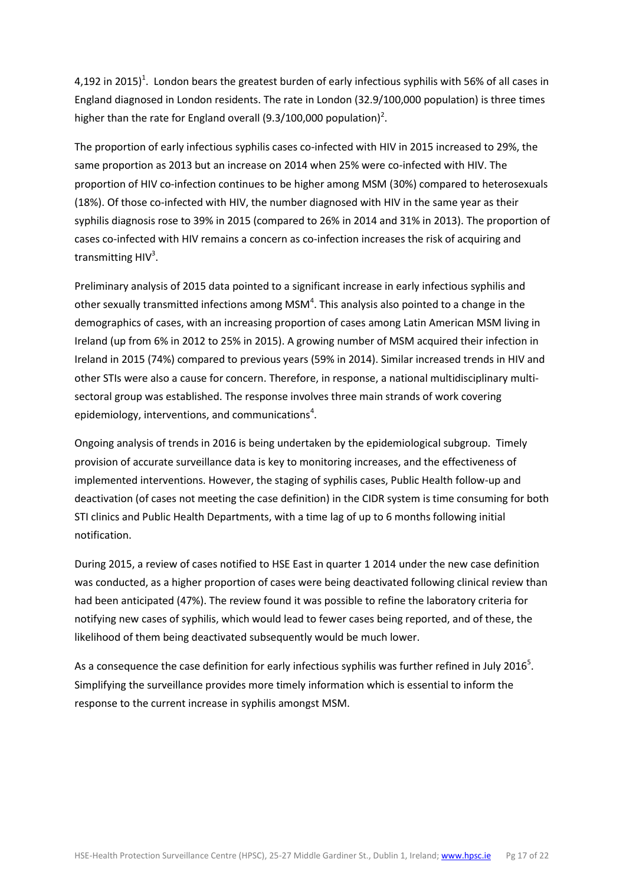4,192 in 2015)[1]. London bears the greatest burden of early infectious syphilis with 56% of all cases in England diagnosed in London residents. The rate in London (32.9/100,000 population) is three times higher than the rate for England overall (9.3/100,000 population)[2].

The proportion of early infectious syphilis cases co-infected with HIV in 2015 increased to 29%, the same proportion as 2013 but an increase on 2014 when 25% were co-infected with HIV. The proportion of HIV co-infection continues to be higher among MSM (30%) compared to heterosexuals (18%). Of those co-infected with HIV, the number diagnosed with HIV in the same year as their syphilis diagnosis rose to 39% in 2015 (compared to 26% in 2014 and 31% in 2013). The proportion of cases co-infected with HIV remains a concern as co-infection increases the risk of acquiring and transmitting HIV[3].

Preliminary analysis of 2015 data pointed to a significant increase in early infectious syphilis and other sexually transmitted infections among MSM[4]. This analysis also pointed to a change in the demographics of cases, with an increasing proportion of cases among Latin American MSM living in Ireland (up from 6% in 2012 to 25% in 2015). A growing number of MSM acquired their infection in Ireland in 2015 (74%) compared to previous years (59% in 2014). Similar increased trends in HIV and other STIs were also a cause for concern. Therefore, in response, a national multidisciplinary multi-sectoral group was established. The response involves three main strands of work covering epidemiology, interventions, and communications[4].

Ongoing analysis of trends in 2016 is being undertaken by the epidemiological subgroup. Timely provision of accurate surveillance data is key to monitoring increases, and the effectiveness of implemented interventions. However, the staging of syphilis cases, Public Health follow-up and deactivation (of cases not meeting the case definition) in the CIDR system is time consuming for both STI clinics and Public Health Departments, with a time lag of up to 6 months following initial notification.

During 2015, a review of cases notified to HSE East in quarter 1 2014 under the new case definition was conducted, as a higher proportion of cases were being deactivated following clinical review than had been anticipated (47%). The review found it was possible to refine the laboratory criteria for notifying new cases of syphilis, which would lead to fewer cases being reported, and of these, the likelihood of them being deactivated subsequently would be much lower.

As a consequence the case definition for early infectious syphilis was further refined in July 2016[5]. Simplifying the surveillance provides more timely information which is essential to inform the response to the current increase in syphilis amongst MSM.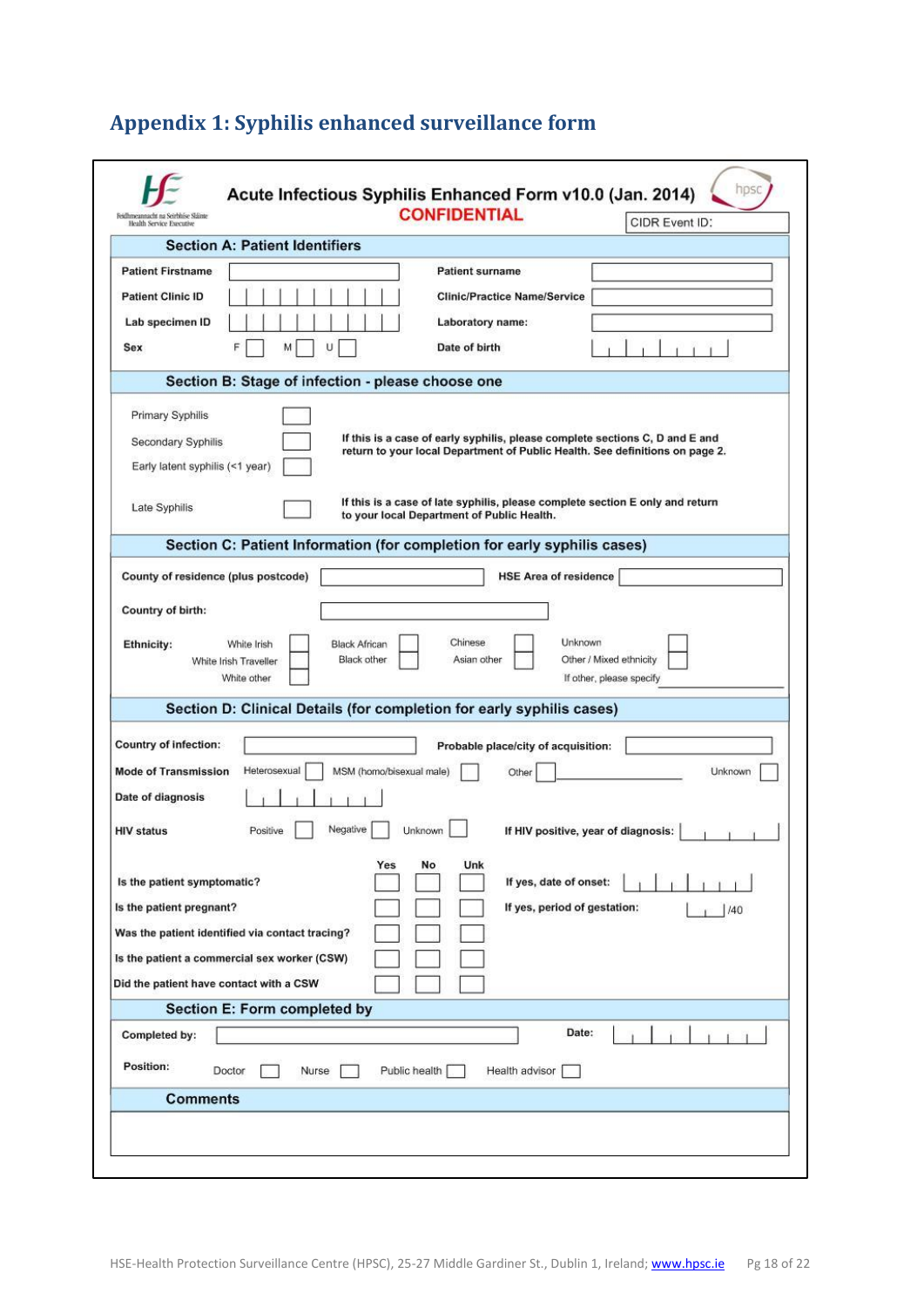## Appendix 1: Syphilis enhanced surveillance form

Feidhmeannacht na Seirbhíse Sláinte
Health Service Executive

**Acute Infectious Syphilis Enhanced Form v10.0 (Jan. 2014)**

**CONFIDENTIAL**

hpsc

CIDR Event ID:

### Section A: Patient Identifiers

| | | | |
|---|---|---|---|
| **Patient Firstname** | | **Patient surname** | |
| **Patient Clinic ID** | | **Clinic/Practice Name/Service** | |
| **Lab specimen ID** | | **Laboratory name:** | |
| **Sex** | F ☐ M ☐ U ☐ | **Date of birth** | |

### Section B: Stage of infection - please choose one

- Primary Syphilis ☐
- Secondary Syphilis ☐
- Early latent syphilis (<1 year) ☐

**If this is a case of early syphilis, please complete sections C, D and E and return to your local Department of Public Health. See definitions on page 2.**

- Late Syphilis ☐

**If this is a case of late syphilis, please complete section E only and return to your local Department of Public Health.**

### Section C: Patient Information (for completion for early syphilis cases)

**County of residence (plus postcode)** ________ **HSE Area of residence** ________

**Country of birth:** ________

**Ethnicity:**

| | | | |
|---|---|---|---|
| White Irish ☐ | Black African ☐ | Chinese ☐ | Unknown ☐ |
| White Irish Traveller ☐ | Black other ☐ | Asian other ☐ | Other / Mixed ethnicity ☐ |
| White other ☐ | | | If other, please specify ________ |

### Section D: Clinical Details (for completion for early syphilis cases)

**Country of infection:** ________ **Probable place/city of acquisition:** ________

**Mode of Transmission** Heterosexual ☐ MSM (homo/bisexual male) ☐ Other ☐ ________ Unknown ☐

**Date of diagnosis** ________

**HIV status** Positive ☐ Negative ☐ Unknown ☐ **If HIV positive, year of diagnosis:** ________

| | Yes | No | Unk | |
|---|---|---|---|---|
| Is the patient symptomatic? | ☐ | ☐ | ☐ | If yes, date of onset: ________ |
| Is the patient pregnant? | ☐ | ☐ | ☐ | If yes, period of gestation: ____ /40 |
| Was the patient identified via contact tracing? | ☐ | ☐ | ☐ | |
| Is the patient a commercial sex worker (CSW) | ☐ | ☐ | ☐ | |
| Did the patient have contact with a CSW | ☐ | ☐ | ☐ | |

### Section E: Form completed by

**Completed by:** ________ **Date:** ________

**Position:** Doctor ☐ Nurse ☐ Public health ☐ Health advisor ☐

### Comments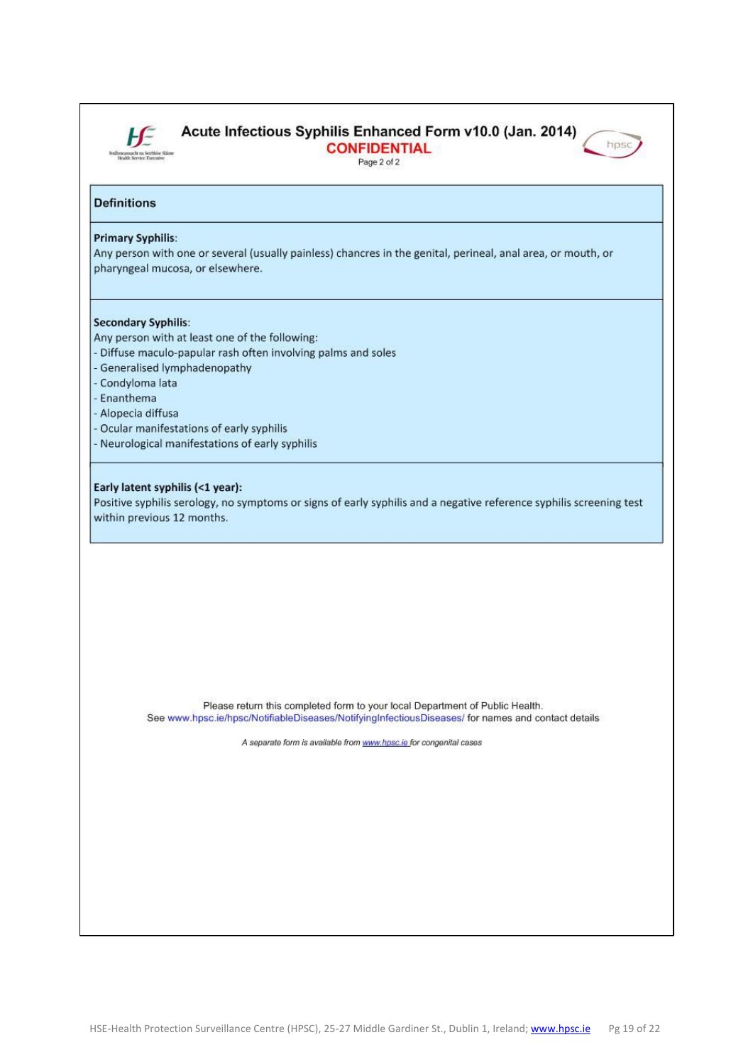## Acute Infectious Syphilis Enhanced Form v10.0 (Jan. 2014)

**CONFIDENTIAL**

Page 2 of 2

### Definitions

**Primary Syphilis**:
Any person with one or several (usually painless) chancres in the genital, perineal, anal area, or mouth, or pharyngeal mucosa, or elsewhere.

**Secondary Syphilis**:
Any person with at least one of the following:
- Diffuse maculo-papular rash often involving palms and soles
- Generalised lymphadenopathy
- Condyloma lata
- Enanthema
- Alopecia diffusa
- Ocular manifestations of early syphilis
- Neurological manifestations of early syphilis

**Early latent syphilis (<1 year):**
Positive syphilis serology, no symptoms or signs of early syphilis and a negative reference syphilis screening test within previous 12 months.

Please return this completed form to your local Department of Public Health.
See www.hpsc.ie/hpsc/NotifiableDiseases/NotifyingInfectiousDiseases/ for names and contact details

*A separate form is available from www.hpsc.ie for congenital cases*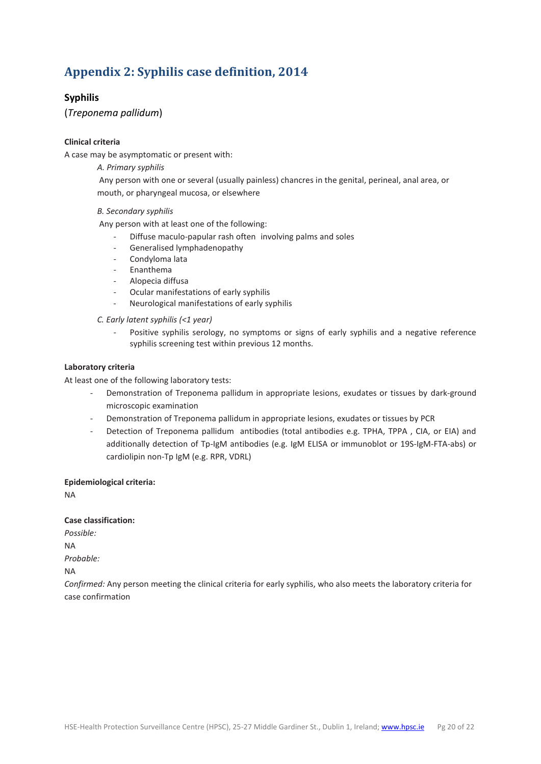# Appendix 2: Syphilis case definition, 2014

## Syphilis

(*Treponema pallidum*)

**Clinical criteria**

A case may be asymptomatic or present with:

*A. Primary syphilis*

Any person with one or several (usually painless) chancres in the genital, perineal, anal area, or mouth, or pharyngeal mucosa, or elsewhere

*B. Secondary syphilis*

Any person with at least one of the following:

- Diffuse maculo-papular rash often involving palms and soles
- Generalised lymphadenopathy
- Condyloma lata
- Enanthema
- Alopecia diffusa
- Ocular manifestations of early syphilis
- Neurological manifestations of early syphilis

*C. Early latent syphilis (<1 year)*

- Positive syphilis serology, no symptoms or signs of early syphilis and a negative reference syphilis screening test within previous 12 months.

**Laboratory criteria**

At least one of the following laboratory tests:

- Demonstration of Treponema pallidum in appropriate lesions, exudates or tissues by dark-ground microscopic examination
- Demonstration of Treponema pallidum in appropriate lesions, exudates or tissues by PCR
- Detection of Treponema pallidum antibodies (total antibodies e.g. TPHA, TPPA , CIA, or EIA) and additionally detection of Tp-IgM antibodies (e.g. IgM ELISA or immunoblot or 19S-IgM-FTA-abs) or cardiolipin non-Tp IgM (e.g. RPR, VDRL)

**Epidemiological criteria:**

NA

**Case classification:**

*Possible:*

NA

*Probable:*

NA

*Confirmed:* Any person meeting the clinical criteria for early syphilis, who also meets the laboratory criteria for case confirmation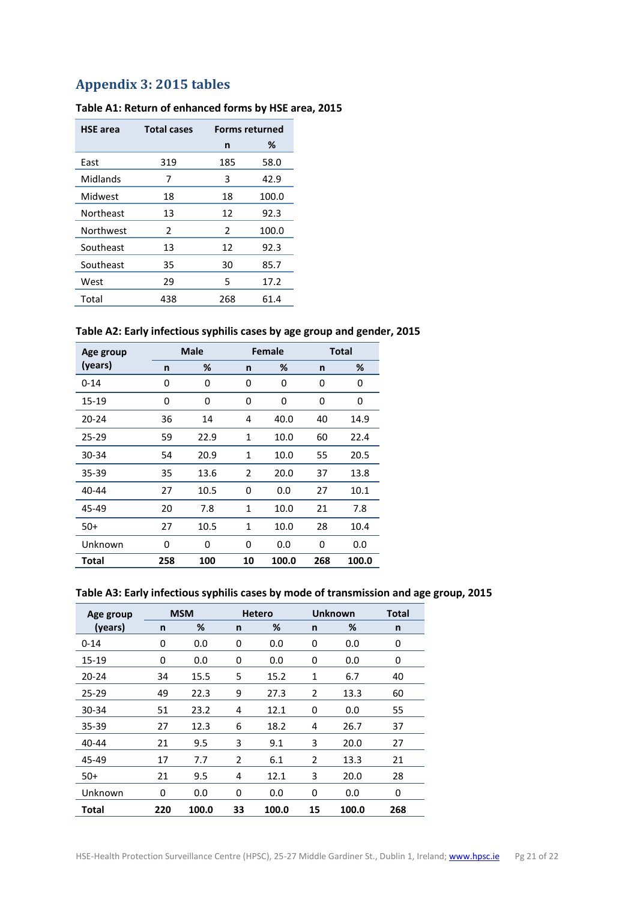## Appendix 3: 2015 tables

**Table A1: Return of enhanced forms by HSE area, 2015**

| HSE area | Total cases | Forms returned | |
|---|---|---|---|
| | | n | % |
| East | 319 | 185 | 58.0 |
| Midlands | 7 | 3 | 42.9 |
| Midwest | 18 | 18 | 100.0 |
| Northeast | 13 | 12 | 92.3 |
| Northwest | 2 | 2 | 100.0 |
| Southeast | 13 | 12 | 92.3 |
| Southeast | 35 | 30 | 85.7 |
| West | 29 | 5 | 17.2 |
| Total | 438 | 268 | 61.4 |

**Table A2: Early infectious syphilis cases by age group and gender, 2015**

| Age group (years) | Male | | Female | | Total | |
|---|---|---|---|---|---|---|
| | n | % | n | % | n | % |
| 0-14 | 0 | 0 | 0 | 0 | 0 | 0 |
| 15-19 | 0 | 0 | 0 | 0 | 0 | 0 |
| 20-24 | 36 | 14 | 4 | 40.0 | 40 | 14.9 |
| 25-29 | 59 | 22.9 | 1 | 10.0 | 60 | 22.4 |
| 30-34 | 54 | 20.9 | 1 | 10.0 | 55 | 20.5 |
| 35-39 | 35 | 13.6 | 2 | 20.0 | 37 | 13.8 |
| 40-44 | 27 | 10.5 | 0 | 0.0 | 27 | 10.1 |
| 45-49 | 20 | 7.8 | 1 | 10.0 | 21 | 7.8 |
| 50+ | 27 | 10.5 | 1 | 10.0 | 28 | 10.4 |
| Unknown | 0 | 0 | 0 | 0.0 | 0 | 0.0 |
| **Total** | **258** | **100** | **10** | **100.0** | **268** | **100.0** |

**Table A3: Early infectious syphilis cases by mode of transmission and age group, 2015**

| Age group (years) | MSM | | Hetero | | Unknown | | Total |
|---|---|---|---|---|---|---|---|
| | n | % | n | % | n | % | n |
| 0-14 | 0 | 0.0 | 0 | 0.0 | 0 | 0.0 | 0 |
| 15-19 | 0 | 0.0 | 0 | 0.0 | 0 | 0.0 | 0 |
| 20-24 | 34 | 15.5 | 5 | 15.2 | 1 | 6.7 | 40 |
| 25-29 | 49 | 22.3 | 9 | 27.3 | 2 | 13.3 | 60 |
| 30-34 | 51 | 23.2 | 4 | 12.1 | 0 | 0.0 | 55 |
| 35-39 | 27 | 12.3 | 6 | 18.2 | 4 | 26.7 | 37 |
| 40-44 | 21 | 9.5 | 3 | 9.1 | 3 | 20.0 | 27 |
| 45-49 | 17 | 7.7 | 2 | 6.1 | 2 | 13.3 | 21 |
| 50+ | 21 | 9.5 | 4 | 12.1 | 3 | 20.0 | 28 |
| Unknown | 0 | 0.0 | 0 | 0.0 | 0 | 0.0 | 0 |
| **Total** | **220** | **100.0** | **33** | **100.0** | **15** | **100.0** | **268** |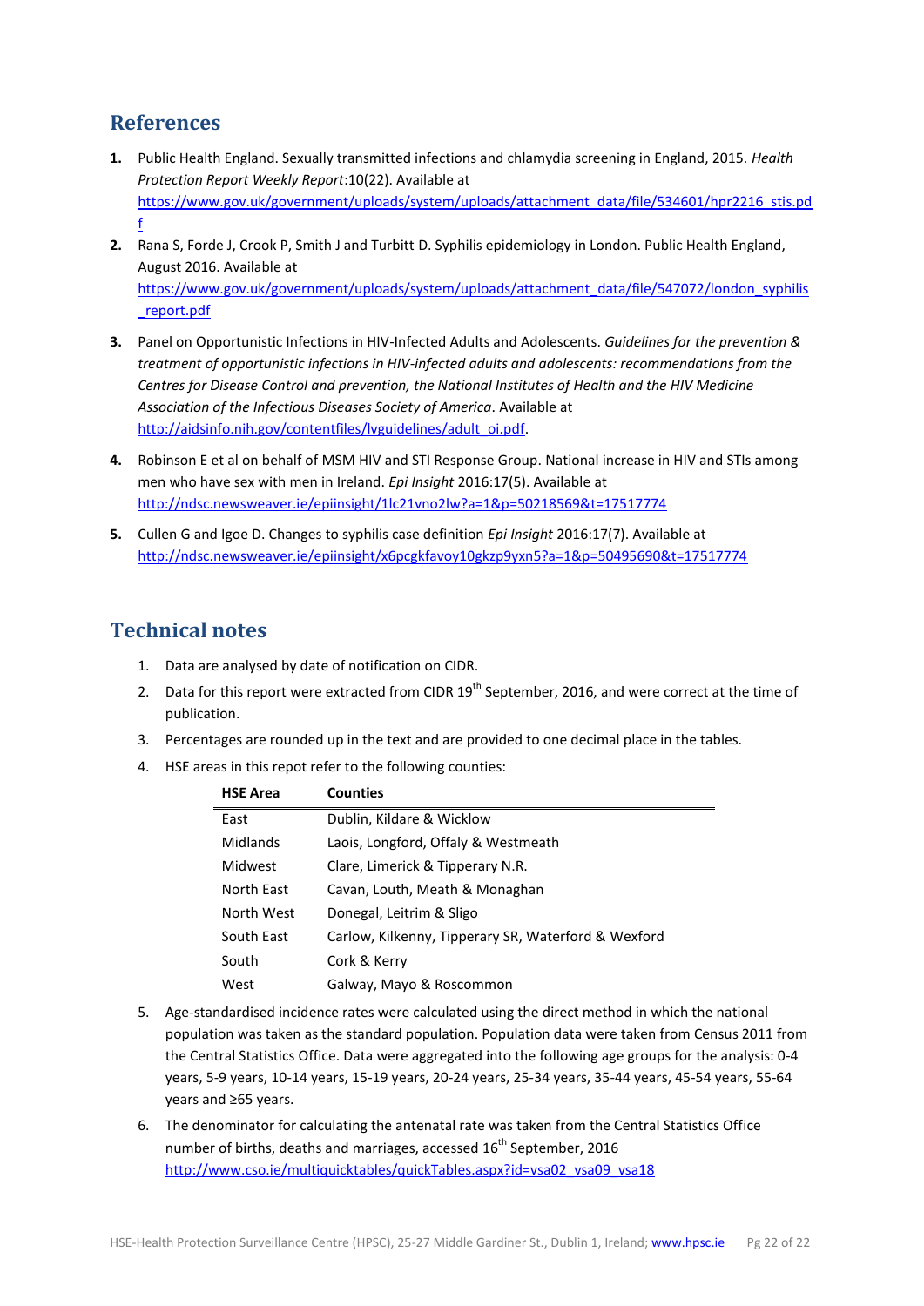## References

1. Public Health England. Sexually transmitted infections and chlamydia screening in England, 2015. *Health Protection Report Weekly Report*:10(22). Available at https://www.gov.uk/government/uploads/system/uploads/attachment_data/file/534601/hpr2216_stis.pdf
2. Rana S, Forde J, Crook P, Smith J and Turbitt D. Syphilis epidemiology in London. Public Health England, August 2016. Available at https://www.gov.uk/government/uploads/system/uploads/attachment_data/file/547072/london_syphilis_report.pdf
3. Panel on Opportunistic Infections in HIV-Infected Adults and Adolescents. *Guidelines for the prevention & treatment of opportunistic infections in HIV-infected adults and adolescents: recommendations from the Centres for Disease Control and prevention, the National Institutes of Health and the HIV Medicine Association of the Infectious Diseases Society of America*. Available at http://aidsinfo.nih.gov/contentfiles/lvguidelines/adult_oi.pdf.
4. Robinson E et al on behalf of MSM HIV and STI Response Group. National increase in HIV and STIs among men who have sex with men in Ireland. *Epi Insight* 2016:17(5). Available at http://ndsc.newsweaver.ie/epiinsight/1lc21vno2lw?a=1&p=50218569&t=17517774
5. Cullen G and Igoe D. Changes to syphilis case definition *Epi Insight* 2016:17(7). Available at http://ndsc.newsweaver.ie/epiinsight/x6pcgkfavoy10gkzp9yxn5?a=1&p=50495690&t=17517774

## Technical notes

1. Data are analysed by date of notification on CIDR.
2. Data for this report were extracted from CIDR 19th September, 2016, and were correct at the time of publication.
3. Percentages are rounded up in the text and are provided to one decimal place in the tables.
4. HSE areas in this repot refer to the following counties:

| HSE Area | Counties |
|---|---|
| East | Dublin, Kildare & Wicklow |
| Midlands | Laois, Longford, Offaly & Westmeath |
| Midwest | Clare, Limerick & Tipperary N.R. |
| North East | Cavan, Louth, Meath & Monaghan |
| North West | Donegal, Leitrim & Sligo |
| South East | Carlow, Kilkenny, Tipperary SR, Waterford & Wexford |
| South | Cork & Kerry |
| West | Galway, Mayo & Roscommon |

5. Age-standardised incidence rates were calculated using the direct method in which the national population was taken as the standard population. Population data were taken from Census 2011 from the Central Statistics Office. Data were aggregated into the following age groups for the analysis: 0-4 years, 5-9 years, 10-14 years, 15-19 years, 20-24 years, 25-34 years, 35-44 years, 45-54 years, 55-64 years and ≥65 years.
6. The denominator for calculating the antenatal rate was taken from the Central Statistics Office number of births, deaths and marriages, accessed 16th September, 2016 http://www.cso.ie/multiquicktables/quickTables.aspx?id=vsa02_vsa09_vsa18